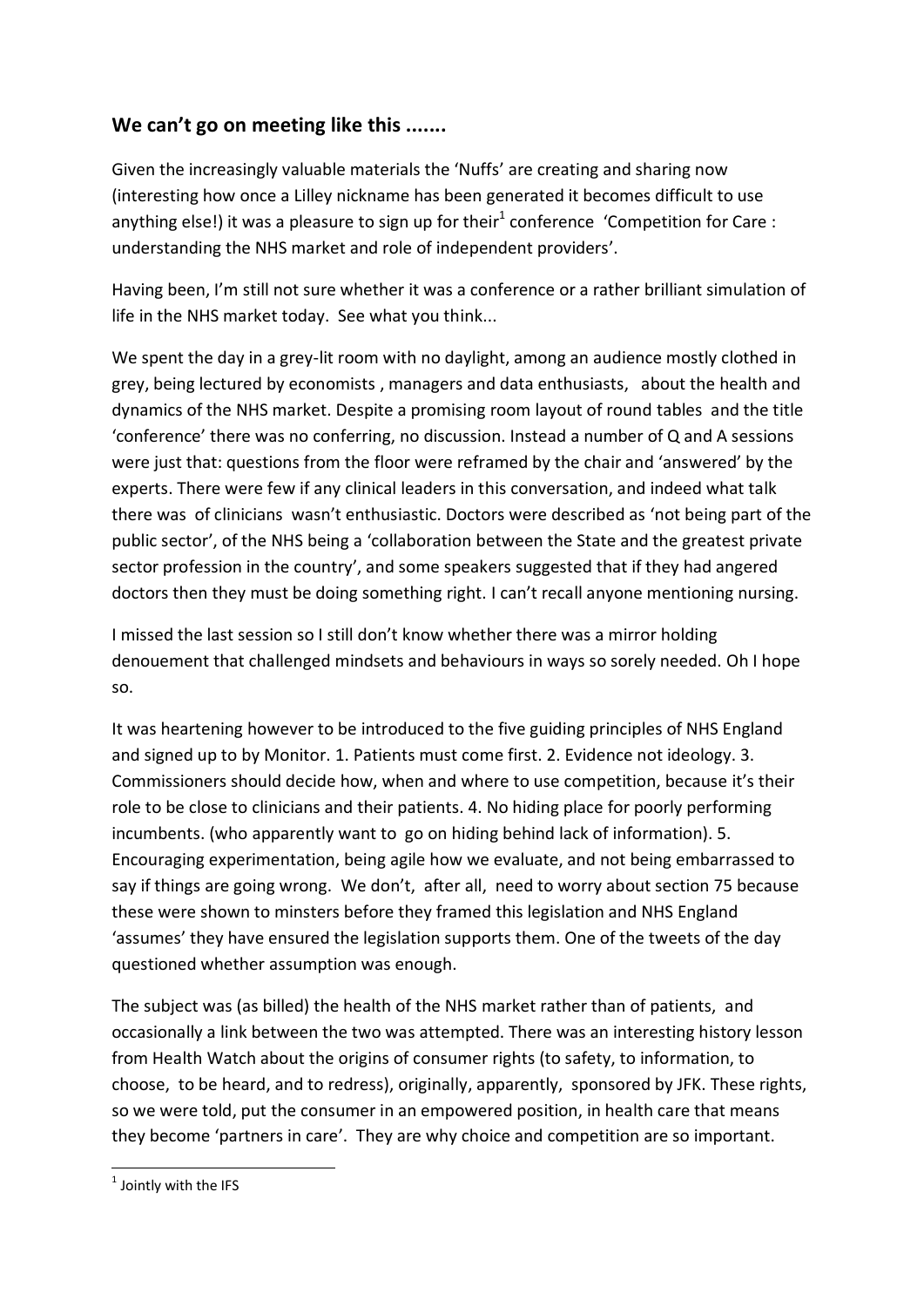## We can't go on meeting like this .......

Given the increasingly valuable materials the 'Nuffs' are creating and sharing now (interesting how once a Lilley nickname has been generated it becomes difficult to use anything else!) it was a pleasure to sign up for their[1] conference 'Competition for Care : understanding the NHS market and role of independent providers'.

Having been, I'm still not sure whether it was a conference or a rather brilliant simulation of life in the NHS market today. See what you think...

We spent the day in a grey-lit room with no daylight, among an audience mostly clothed in grey, being lectured by economists , managers and data enthusiasts, about the health and dynamics of the NHS market. Despite a promising room layout of round tables and the title 'conference' there was no conferring, no discussion. Instead a number of Q and A sessions were just that: questions from the floor were reframed by the chair and 'answered' by the experts. There were few if any clinical leaders in this conversation, and indeed what talk there was of clinicians wasn't enthusiastic. Doctors were described as 'not being part of the public sector', of the NHS being a 'collaboration between the State and the greatest private sector profession in the country', and some speakers suggested that if they had angered doctors then they must be doing something right. I can't recall anyone mentioning nursing.

I missed the last session so I still don't know whether there was a mirror holding denouement that challenged mindsets and behaviours in ways so sorely needed. Oh I hope so.

It was heartening however to be introduced to the five guiding principles of NHS England and signed up to by Monitor. 1. Patients must come first. 2. Evidence not ideology. 3. Commissioners should decide how, when and where to use competition, because it's their role to be close to clinicians and their patients. 4. No hiding place for poorly performing incumbents. (who apparently want to go on hiding behind lack of information). 5. Encouraging experimentation, being agile how we evaluate, and not being embarrassed to say if things are going wrong. We don't, after all, need to worry about section 75 because these were shown to minsters before they framed this legislation and NHS England 'assumes' they have ensured the legislation supports them. One of the tweets of the day questioned whether assumption was enough.

The subject was (as billed) the health of the NHS market rather than of patients, and occasionally a link between the two was attempted. There was an interesting history lesson from Health Watch about the origins of consumer rights (to safety, to information, to choose, to be heard, and to redress), originally, apparently, sponsored by JFK. These rights, so we were told, put the consumer in an empowered position, in health care that means they become 'partners in care'. They are why choice and competition are so important.

---

[1] Jointly with the IFS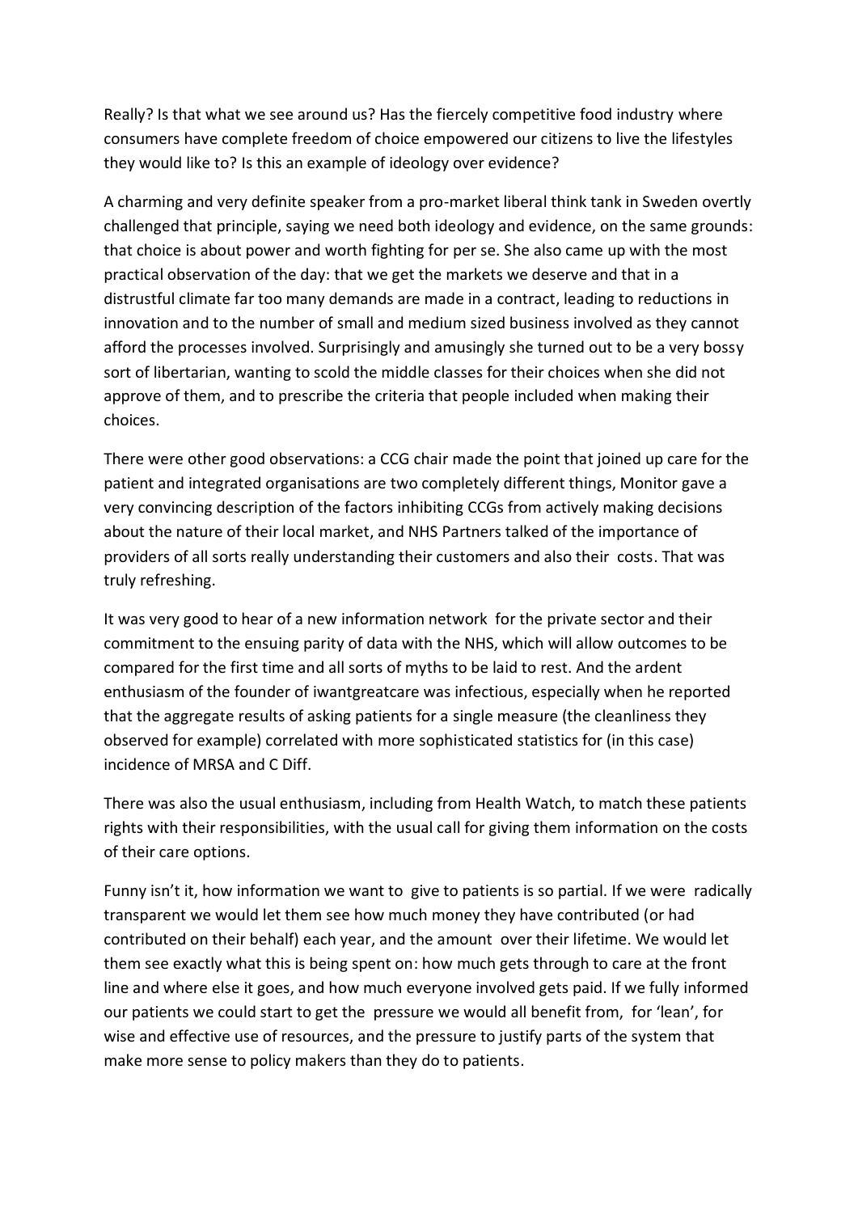Really? Is that what we see around us? Has the fiercely competitive food industry where consumers have complete freedom of choice empowered our citizens to live the lifestyles they would like to? Is this an example of ideology over evidence?

A charming and very definite speaker from a pro-market liberal think tank in Sweden overtly challenged that principle, saying we need both ideology and evidence, on the same grounds: that choice is about power and worth fighting for per se. She also came up with the most practical observation of the day: that we get the markets we deserve and that in a distrustful climate far too many demands are made in a contract, leading to reductions in innovation and to the number of small and medium sized business involved as they cannot afford the processes involved. Surprisingly and amusingly she turned out to be a very bossy sort of libertarian, wanting to scold the middle classes for their choices when she did not approve of them, and to prescribe the criteria that people included when making their choices.

There were other good observations: a CCG chair made the point that joined up care for the patient and integrated organisations are two completely different things, Monitor gave a very convincing description of the factors inhibiting CCGs from actively making decisions about the nature of their local market, and NHS Partners talked of the importance of providers of all sorts really understanding their customers and also their costs. That was truly refreshing.

It was very good to hear of a new information network for the private sector and their commitment to the ensuing parity of data with the NHS, which will allow outcomes to be compared for the first time and all sorts of myths to be laid to rest. And the ardent enthusiasm of the founder of iwantgreatcare was infectious, especially when he reported that the aggregate results of asking patients for a single measure (the cleanliness they observed for example) correlated with more sophisticated statistics for (in this case) incidence of MRSA and C Diff.

There was also the usual enthusiasm, including from Health Watch, to match these patients rights with their responsibilities, with the usual call for giving them information on the costs of their care options.

Funny isn't it, how information we want to give to patients is so partial. If we were radically transparent we would let them see how much money they have contributed (or had contributed on their behalf) each year, and the amount over their lifetime. We would let them see exactly what this is being spent on: how much gets through to care at the front line and where else it goes, and how much everyone involved gets paid. If we fully informed our patients we could start to get the pressure we would all benefit from, for 'lean', for wise and effective use of resources, and the pressure to justify parts of the system that make more sense to policy makers than they do to patients.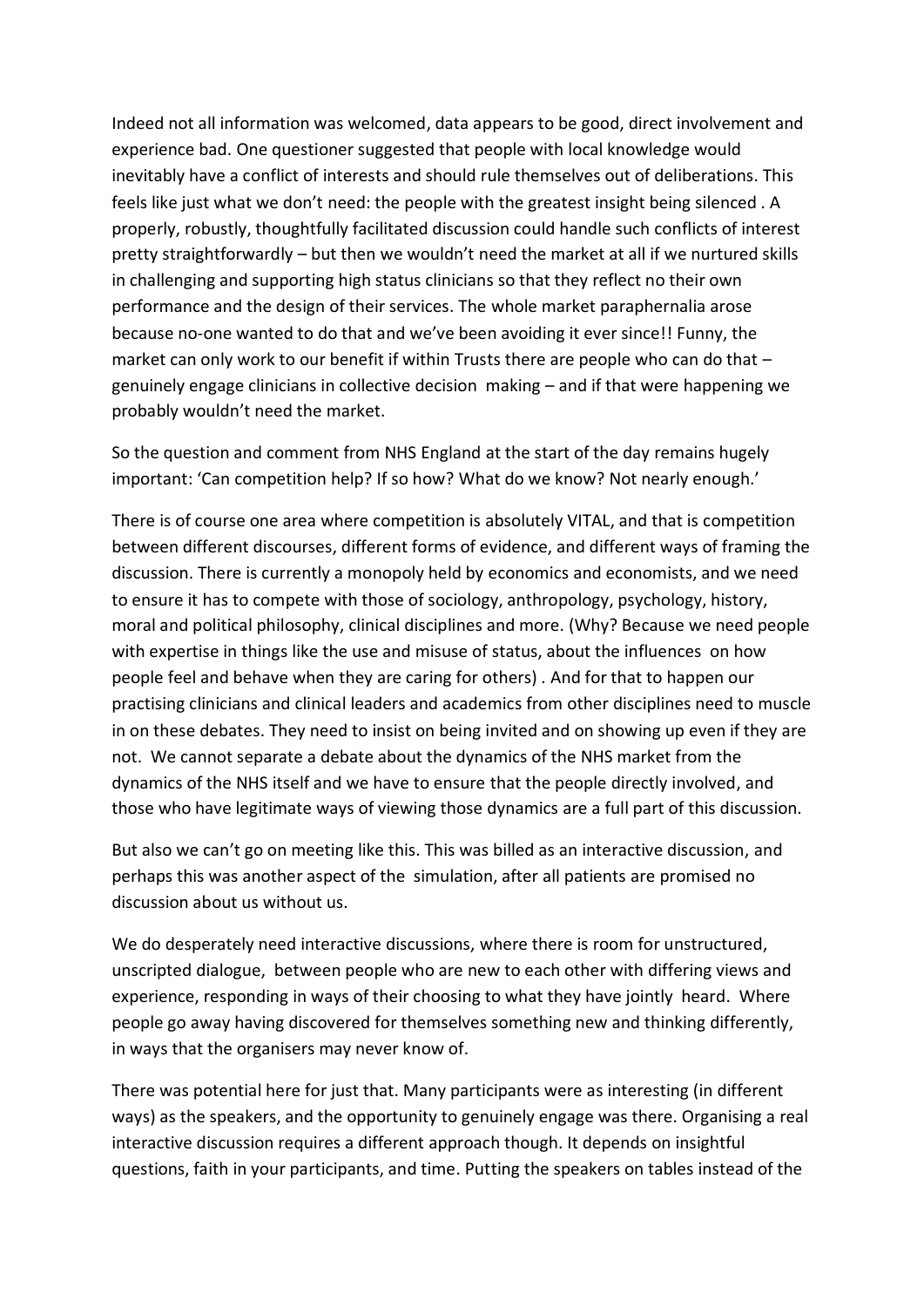Indeed not all information was welcomed, data appears to be good, direct involvement and experience bad. One questioner suggested that people with local knowledge would inevitably have a conflict of interests and should rule themselves out of deliberations. This feels like just what we don't need: the people with the greatest insight being silenced . A properly, robustly, thoughtfully facilitated discussion could handle such conflicts of interest pretty straightforwardly – but then we wouldn't need the market at all if we nurtured skills in challenging and supporting high status clinicians so that they reflect no their own performance and the design of their services. The whole market paraphernalia arose because no-one wanted to do that and we've been avoiding it ever since!! Funny, the market can only work to our benefit if within Trusts there are people who can do that – genuinely engage clinicians in collective decision making – and if that were happening we probably wouldn't need the market.

So the question and comment from NHS England at the start of the day remains hugely important: 'Can competition help? If so how? What do we know? Not nearly enough.'

There is of course one area where competition is absolutely VITAL, and that is competition between different discourses, different forms of evidence, and different ways of framing the discussion. There is currently a monopoly held by economics and economists, and we need to ensure it has to compete with those of sociology, anthropology, psychology, history, moral and political philosophy, clinical disciplines and more. (Why? Because we need people with expertise in things like the use and misuse of status, about the influences on how people feel and behave when they are caring for others) . And for that to happen our practising clinicians and clinical leaders and academics from other disciplines need to muscle in on these debates. They need to insist on being invited and on showing up even if they are not. We cannot separate a debate about the dynamics of the NHS market from the dynamics of the NHS itself and we have to ensure that the people directly involved, and those who have legitimate ways of viewing those dynamics are a full part of this discussion.

But also we can't go on meeting like this. This was billed as an interactive discussion, and perhaps this was another aspect of the simulation, after all patients are promised no discussion about us without us.

We do desperately need interactive discussions, where there is room for unstructured, unscripted dialogue, between people who are new to each other with differing views and experience, responding in ways of their choosing to what they have jointly heard. Where people go away having discovered for themselves something new and thinking differently, in ways that the organisers may never know of.

There was potential here for just that. Many participants were as interesting (in different ways) as the speakers, and the opportunity to genuinely engage was there. Organising a real interactive discussion requires a different approach though. It depends on insightful questions, faith in your participants, and time. Putting the speakers on tables instead of the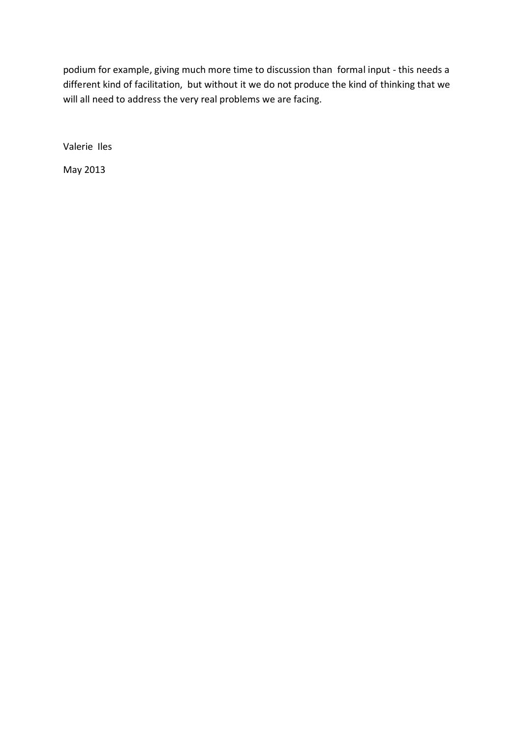podium for example, giving much more time to discussion than formal input - this needs a different kind of facilitation, but without it we do not produce the kind of thinking that we will all need to address the very real problems we are facing.

Valerie Iles

May 2013